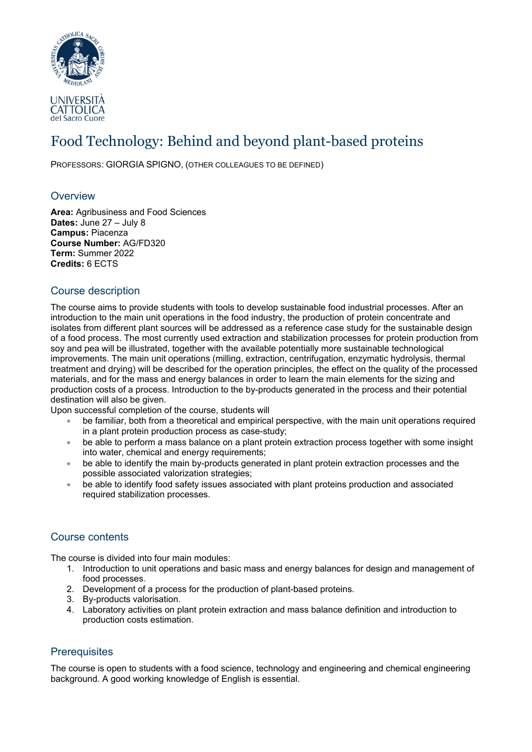UNIVERSITÀ
CATTOLICA
del Sacro Cuore

# Food Technology: Behind and beyond plant-based proteins

PROFESSORS: GIORGIA SPIGNO, (OTHER COLLEAGUES TO BE DEFINED)

## Overview

**Area:** Agribusiness and Food Sciences
**Dates:** June 27 – July 8
**Campus:** Piacenza
**Course Number:** AG/FD320
**Term:** Summer 2022
**Credits:** 6 ECTS

## Course description

The course aims to provide students with tools to develop sustainable food industrial processes. After an introduction to the main unit operations in the food industry, the production of protein concentrate and isolates from different plant sources will be addressed as a reference case study for the sustainable design of a food process. The most currently used extraction and stabilization processes for protein production from soy and pea will be illustrated, together with the available potentially more sustainable technological improvements. The main unit operations (milling, extraction, centrifugation, enzymatic hydrolysis, thermal treatment and drying) will be described for the operation principles, the effect on the quality of the processed materials, and for the mass and energy balances in order to learn the main elements for the sizing and production costs of a process. Introduction to the by-products generated in the process and their potential destination will also be given.

Upon successful completion of the course, students will

- be familiar, both from a theoretical and empirical perspective, with the main unit operations required in a plant protein production process as case-study;
- be able to perform a mass balance on a plant protein extraction process together with some insight into water, chemical and energy requirements;
- be able to identify the main by-products generated in plant protein extraction processes and the possible associated valorization strategies;
- be able to identify food safety issues associated with plant proteins production and associated required stabilization processes.

## Course contents

The course is divided into four main modules:

1. Introduction to unit operations and basic mass and energy balances for design and management of food processes.
2. Development of a process for the production of plant-based proteins.
3. By-products valorisation.
4. Laboratory activities on plant protein extraction and mass balance definition and introduction to production costs estimation.

## Prerequisites

The course is open to students with a food science, technology and engineering and chemical engineering background. A good working knowledge of English is essential.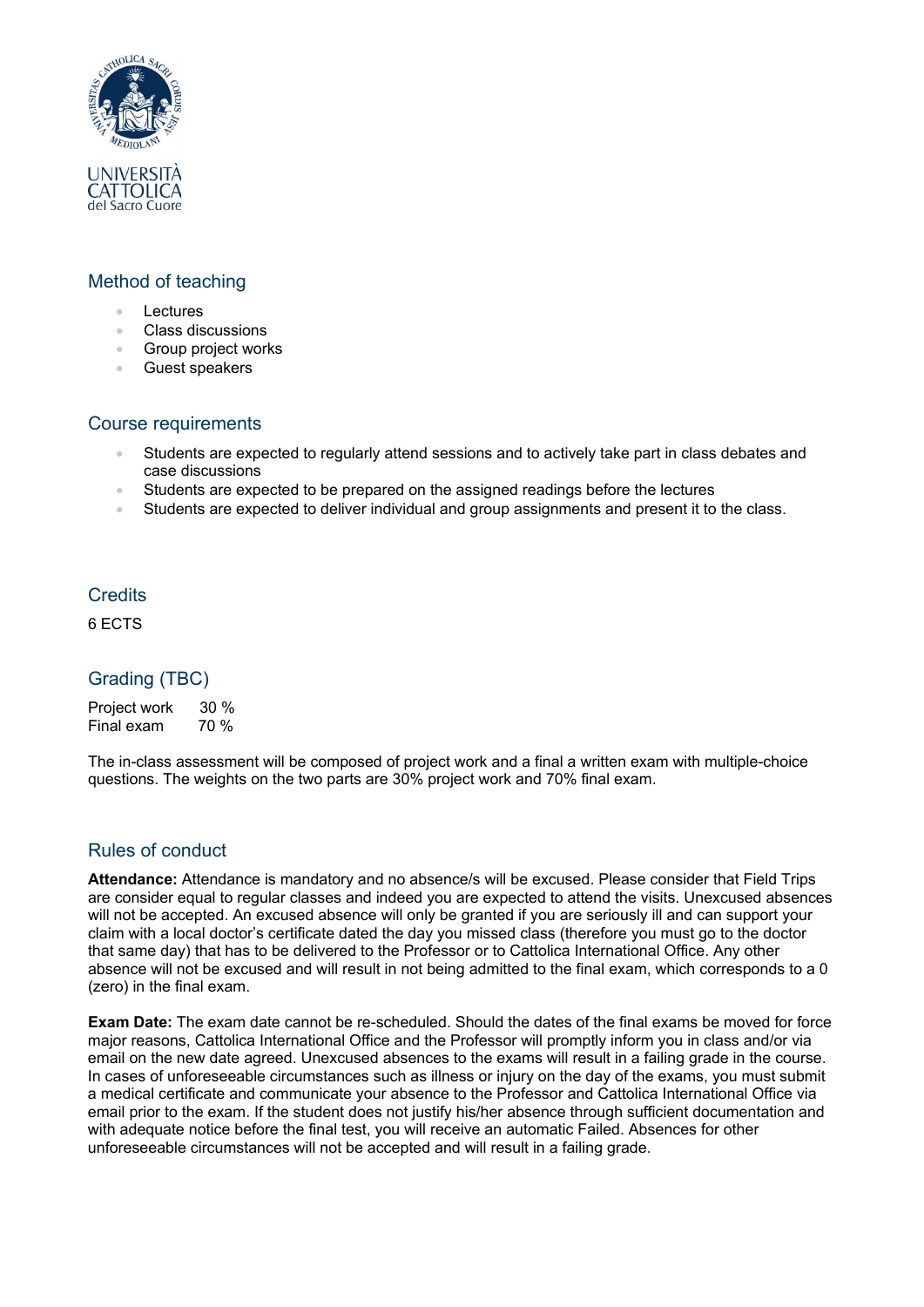## Method of teaching

- Lectures
- Class discussions
- Group project works
- Guest speakers

## Course requirements

- Students are expected to regularly attend sessions and to actively take part in class debates and case discussions
- Students are expected to be prepared on the assigned readings before the lectures
- Students are expected to deliver individual and group assignments and present it to the class.

## Credits

6 ECTS

## Grading (TBC)

| | |
|---|---|
| Project work | 30 % |
| Final exam | 70 % |

The in-class assessment will be composed of project work and a final a written exam with multiple-choice questions. The weights on the two parts are 30% project work and 70% final exam.

## Rules of conduct

**Attendance:** Attendance is mandatory and no absence/s will be excused. Please consider that Field Trips are consider equal to regular classes and indeed you are expected to attend the visits. Unexcused absences will not be accepted. An excused absence will only be granted if you are seriously ill and can support your claim with a local doctor's certificate dated the day you missed class (therefore you must go to the doctor that same day) that has to be delivered to the Professor or to Cattolica International Office. Any other absence will not be excused and will result in not being admitted to the final exam, which corresponds to a 0 (zero) in the final exam.

**Exam Date:** The exam date cannot be re-scheduled. Should the dates of the final exams be moved for force major reasons, Cattolica International Office and the Professor will promptly inform you in class and/or via email on the new date agreed. Unexcused absences to the exams will result in a failing grade in the course. In cases of unforeseeable circumstances such as illness or injury on the day of the exams, you must submit a medical certificate and communicate your absence to the Professor and Cattolica International Office via email prior to the exam. If the student does not justify his/her absence through sufficient documentation and with adequate notice before the final test, you will receive an automatic Failed. Absences for other unforeseeable circumstances will not be accepted and will result in a failing grade.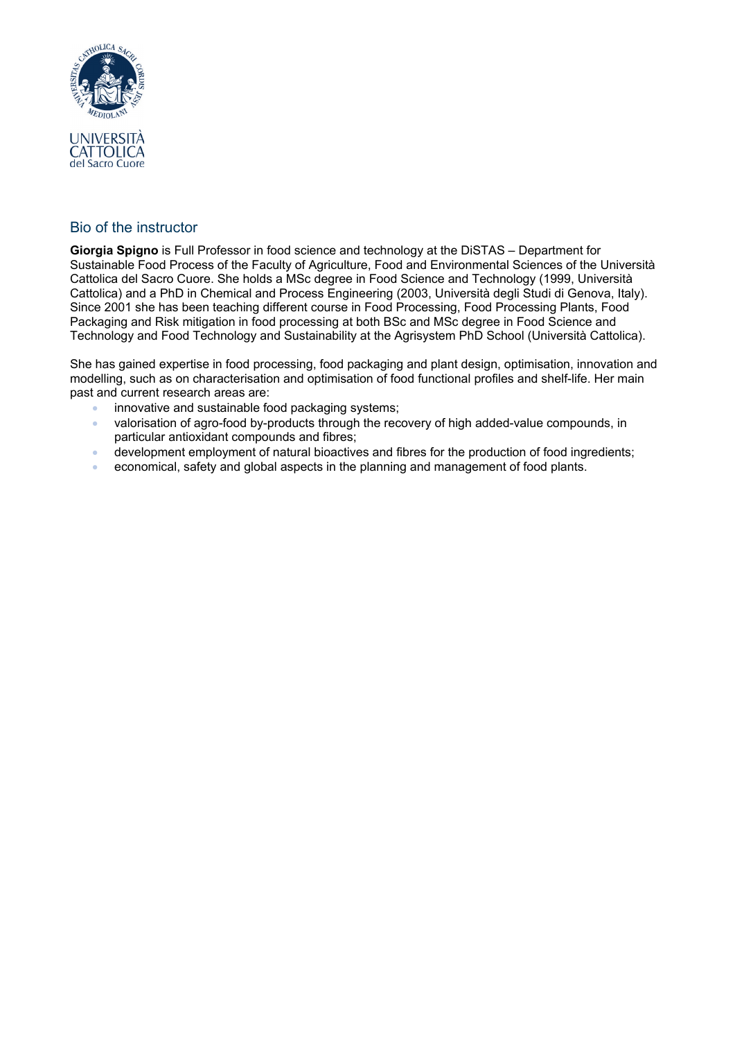## Bio of the instructor

**Giorgia Spigno** is Full Professor in food science and technology at the DiSTAS – Department for Sustainable Food Process of the Faculty of Agriculture, Food and Environmental Sciences of the Università Cattolica del Sacro Cuore. She holds a MSc degree in Food Science and Technology (1999, Università Cattolica) and a PhD in Chemical and Process Engineering (2003, Università degli Studi di Genova, Italy). Since 2001 she has been teaching different course in Food Processing, Food Processing Plants, Food Packaging and Risk mitigation in food processing at both BSc and MSc degree in Food Science and Technology and Food Technology and Sustainability at the Agrisystem PhD School (Università Cattolica).

She has gained expertise in food processing, food packaging and plant design, optimisation, innovation and modelling, such as on characterisation and optimisation of food functional profiles and shelf-life. Her main past and current research areas are:

- innovative and sustainable food packaging systems;
- valorisation of agro-food by-products through the recovery of high added-value compounds, in particular antioxidant compounds and fibres;
- development employment of natural bioactives and fibres for the production of food ingredients;
- economical, safety and global aspects in the planning and management of food plants.